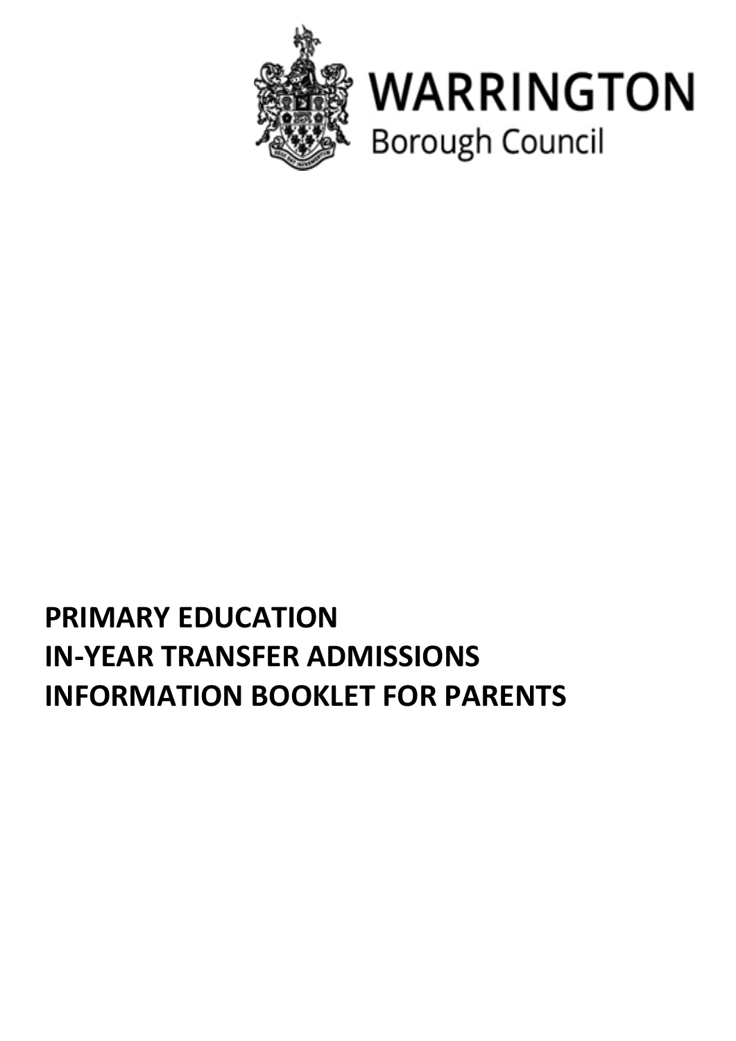WARRINGTON
Borough Council

# PRIMARY EDUCATION
# IN-YEAR TRANSFER ADMISSIONS
# INFORMATION BOOKLET FOR PARENTS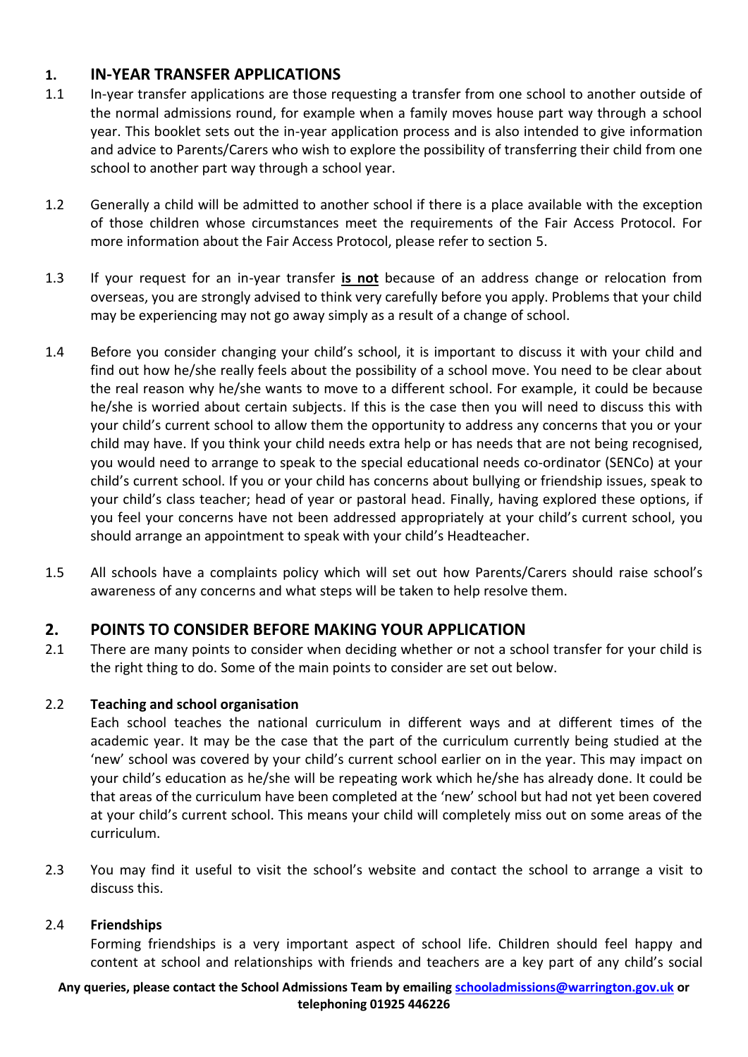## 1. IN-YEAR TRANSFER APPLICATIONS

1.1 In-year transfer applications are those requesting a transfer from one school to another outside of the normal admissions round, for example when a family moves house part way through a school year. This booklet sets out the in-year application process and is also intended to give information and advice to Parents/Carers who wish to explore the possibility of transferring their child from one school to another part way through a school year.

1.2 Generally a child will be admitted to another school if there is a place available with the exception of those children whose circumstances meet the requirements of the Fair Access Protocol. For more information about the Fair Access Protocol, please refer to section 5.

1.3 If your request for an in-year transfer **is not** because of an address change or relocation from overseas, you are strongly advised to think very carefully before you apply. Problems that your child may be experiencing may not go away simply as a result of a change of school.

1.4 Before you consider changing your child's school, it is important to discuss it with your child and find out how he/she really feels about the possibility of a school move. You need to be clear about the real reason why he/she wants to move to a different school. For example, it could be because he/she is worried about certain subjects. If this is the case then you will need to discuss this with your child's current school to allow them the opportunity to address any concerns that you or your child may have. If you think your child needs extra help or has needs that are not being recognised, you would need to arrange to speak to the special educational needs co-ordinator (SENCo) at your child's current school. If you or your child has concerns about bullying or friendship issues, speak to your child's class teacher; head of year or pastoral head. Finally, having explored these options, if you feel your concerns have not been addressed appropriately at your child's current school, you should arrange an appointment to speak with your child's Headteacher.

1.5 All schools have a complaints policy which will set out how Parents/Carers should raise school's awareness of any concerns and what steps will be taken to help resolve them.

## 2. POINTS TO CONSIDER BEFORE MAKING YOUR APPLICATION

2.1 There are many points to consider when deciding whether or not a school transfer for your child is the right thing to do. Some of the main points to consider are set out below.

2.2 **Teaching and school organisation**

Each school teaches the national curriculum in different ways and at different times of the academic year. It may be the case that the part of the curriculum currently being studied at the 'new' school was covered by your child's current school earlier on in the year. This may impact on your child's education as he/she will be repeating work which he/she has already done. It could be that areas of the curriculum have been completed at the 'new' school but had not yet been covered at your child's current school. This means your child will completely miss out on some areas of the curriculum.

2.3 You may find it useful to visit the school's website and contact the school to arrange a visit to discuss this.

2.4 **Friendships**

Forming friendships is a very important aspect of school life. Children should feel happy and content at school and relationships with friends and teachers are a key part of any child's social

**Any queries, please contact the School Admissions Team by emailing schooladmissions@warrington.gov.uk or telephoning 01925 446226**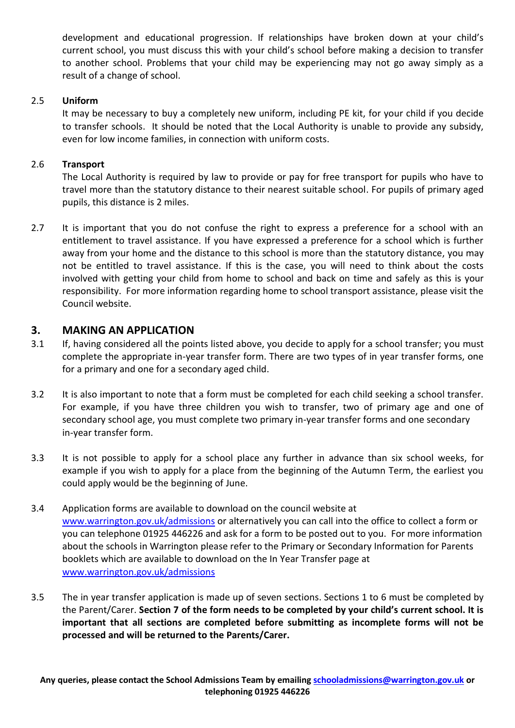development and educational progression. If relationships have broken down at your child's current school, you must discuss this with your child's school before making a decision to transfer to another school. Problems that your child may be experiencing may not go away simply as a result of a change of school.

2.5 **Uniform**

It may be necessary to buy a completely new uniform, including PE kit, for your child if you decide to transfer schools. It should be noted that the Local Authority is unable to provide any subsidy, even for low income families, in connection with uniform costs.

2.6 **Transport**

The Local Authority is required by law to provide or pay for free transport for pupils who have to travel more than the statutory distance to their nearest suitable school. For pupils of primary aged pupils, this distance is 2 miles.

2.7 It is important that you do not confuse the right to express a preference for a school with an entitlement to travel assistance. If you have expressed a preference for a school which is further away from your home and the distance to this school is more than the statutory distance, you may not be entitled to travel assistance. If this is the case, you will need to think about the costs involved with getting your child from home to school and back on time and safely as this is your responsibility. For more information regarding home to school transport assistance, please visit the Council website.

## 3. MAKING AN APPLICATION

3.1 If, having considered all the points listed above, you decide to apply for a school transfer; you must complete the appropriate in-year transfer form. There are two types of in year transfer forms, one for a primary and one for a secondary aged child.

3.2 It is also important to note that a form must be completed for each child seeking a school transfer. For example, if you have three children you wish to transfer, two of primary age and one of secondary school age, you must complete two primary in-year transfer forms and one secondary in-year transfer form.

3.3 It is not possible to apply for a school place any further in advance than six school weeks, for example if you wish to apply for a place from the beginning of the Autumn Term, the earliest you could apply would be the beginning of June.

3.4 Application forms are available to download on the council website at www.warrington.gov.uk/admissions or alternatively you can call into the office to collect a form or you can telephone 01925 446226 and ask for a form to be posted out to you. For more information about the schools in Warrington please refer to the Primary or Secondary Information for Parents booklets which are available to download on the In Year Transfer page at www.warrington.gov.uk/admissions

3.5 The in year transfer application is made up of seven sections. Sections 1 to 6 must be completed by the Parent/Carer. **Section 7 of the form needs to be completed by your child's current school. It is important that all sections are completed before submitting as incomplete forms will not be processed and will be returned to the Parents/Carer.**

**Any queries, please contact the School Admissions Team by emailing schooladmissions@warrington.gov.uk or telephoning 01925 446226**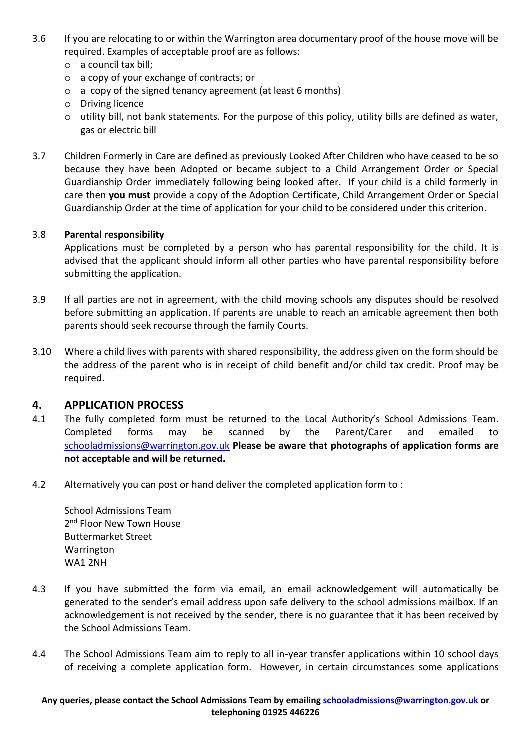3.6 If you are relocating to or within the Warrington area documentary proof of the house move will be required. Examples of acceptable proof are as follows:
- a council tax bill;
- a copy of your exchange of contracts; or
- a copy of the signed tenancy agreement (at least 6 months)
- Driving licence
- utility bill, not bank statements. For the purpose of this policy, utility bills are defined as water, gas or electric bill

3.7 Children Formerly in Care are defined as previously Looked After Children who have ceased to be so because they have been Adopted or became subject to a Child Arrangement Order or Special Guardianship Order immediately following being looked after. If your child is a child formerly in care then **you must** provide a copy of the Adoption Certificate, Child Arrangement Order or Special Guardianship Order at the time of application for your child to be considered under this criterion.

3.8 **Parental responsibility**

Applications must be completed by a person who has parental responsibility for the child. It is advised that the applicant should inform all other parties who have parental responsibility before submitting the application.

3.9 If all parties are not in agreement, with the child moving schools any disputes should be resolved before submitting an application. If parents are unable to reach an amicable agreement then both parents should seek recourse through the family Courts.

3.10 Where a child lives with parents with shared responsibility, the address given on the form should be the address of the parent who is in receipt of child benefit and/or child tax credit. Proof may be required.

## 4. APPLICATION PROCESS

4.1 The fully completed form must be returned to the Local Authority's School Admissions Team. Completed forms may be scanned by the Parent/Carer and emailed to schooladmissions@warrington.gov.uk **Please be aware that photographs of application forms are not acceptable and will be returned.**

4.2 Alternatively you can post or hand deliver the completed application form to :

School Admissions Team
2nd Floor New Town House
Buttermarket Street
Warrington
WA1 2NH

4.3 If you have submitted the form via email, an email acknowledgement will automatically be generated to the sender's email address upon safe delivery to the school admissions mailbox. If an acknowledgement is not received by the sender, there is no guarantee that it has been received by the School Admissions Team.

4.4 The School Admissions Team aim to reply to all in-year transfer applications within 10 school days of receiving a complete application form. However, in certain circumstances some applications

**Any queries, please contact the School Admissions Team by emailing schooladmissions@warrington.gov.uk or telephoning 01925 446226**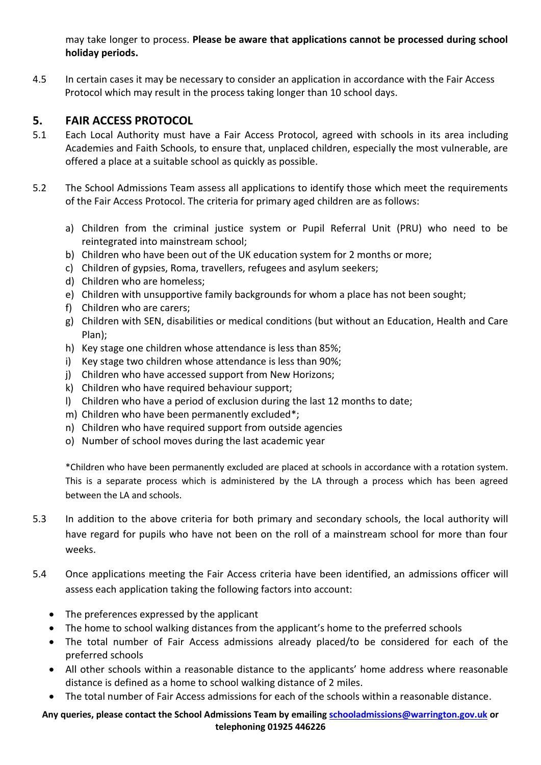may take longer to process. **Please be aware that applications cannot be processed during school holiday periods.**

4.5 In certain cases it may be necessary to consider an application in accordance with the Fair Access Protocol which may result in the process taking longer than 10 school days.

## 5. FAIR ACCESS PROTOCOL

5.1 Each Local Authority must have a Fair Access Protocol, agreed with schools in its area including Academies and Faith Schools, to ensure that, unplaced children, especially the most vulnerable, are offered a place at a suitable school as quickly as possible.

5.2 The School Admissions Team assess all applications to identify those which meet the requirements of the Fair Access Protocol. The criteria for primary aged children are as follows:

a) Children from the criminal justice system or Pupil Referral Unit (PRU) who need to be reintegrated into mainstream school;
b) Children who have been out of the UK education system for 2 months or more;
c) Children of gypsies, Roma, travellers, refugees and asylum seekers;
d) Children who are homeless;
e) Children with unsupportive family backgrounds for whom a place has not been sought;
f) Children who are carers;
g) Children with SEN, disabilities or medical conditions (but without an Education, Health and Care Plan);
h) Key stage one children whose attendance is less than 85%;
i) Key stage two children whose attendance is less than 90%;
j) Children who have accessed support from New Horizons;
k) Children who have required behaviour support;
l) Children who have a period of exclusion during the last 12 months to date;
m) Children who have been permanently excluded*;
n) Children who have required support from outside agencies
o) Number of school moves during the last academic year

*Children who have been permanently excluded are placed at schools in accordance with a rotation system. This is a separate process which is administered by the LA through a process which has been agreed between the LA and schools.

5.3 In addition to the above criteria for both primary and secondary schools, the local authority will have regard for pupils who have not been on the roll of a mainstream school for more than four weeks.

5.4 Once applications meeting the Fair Access criteria have been identified, an admissions officer will assess each application taking the following factors into account:

- The preferences expressed by the applicant
- The home to school walking distances from the applicant's home to the preferred schools
- The total number of Fair Access admissions already placed/to be considered for each of the preferred schools
- All other schools within a reasonable distance to the applicants' home address where reasonable distance is defined as a home to school walking distance of 2 miles.
- The total number of Fair Access admissions for each of the schools within a reasonable distance.

**Any queries, please contact the School Admissions Team by emailing [schooladmissions@warrington.gov.uk](mailto:schooladmissions@warrington.gov.uk) or telephoning 01925 446226**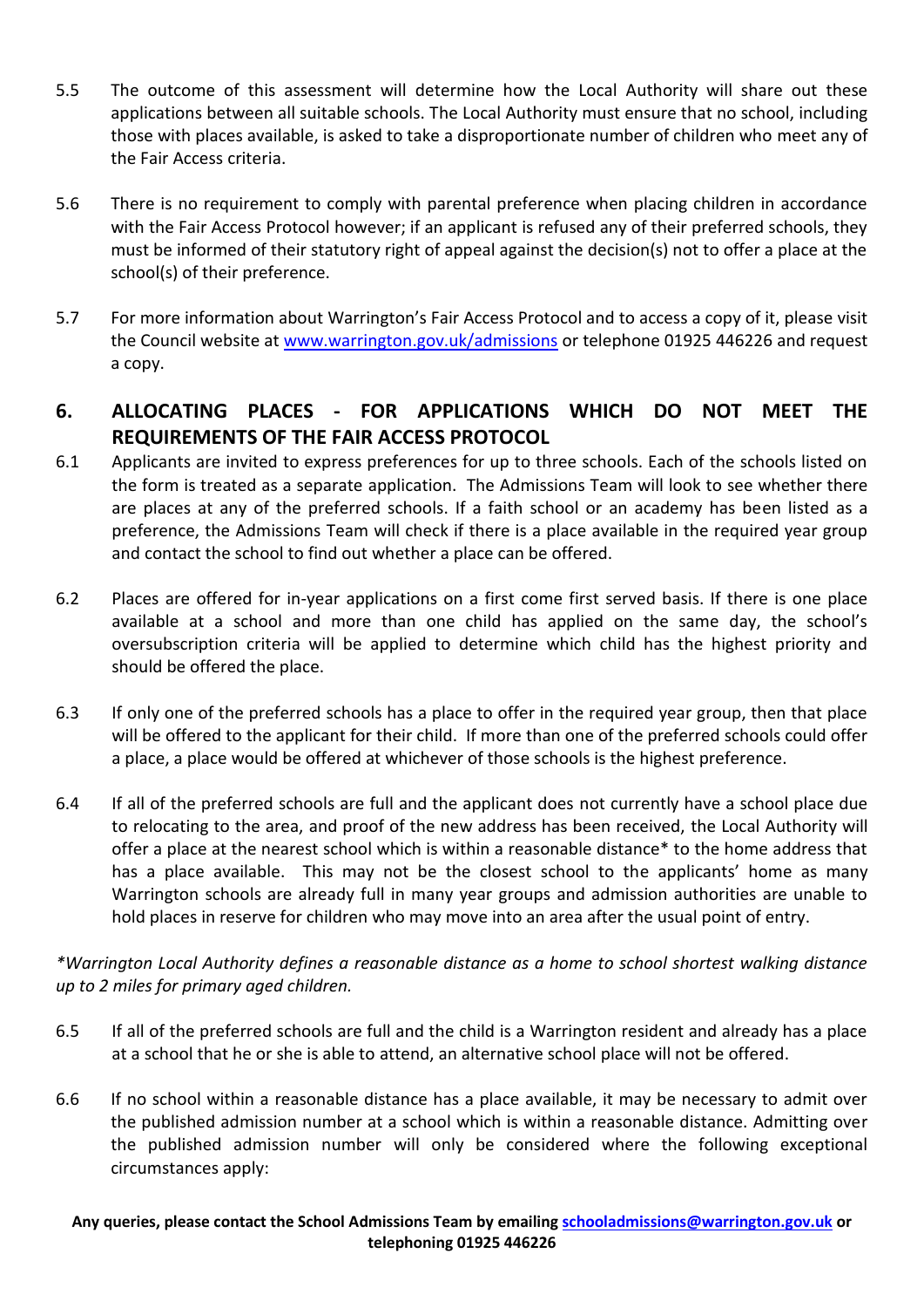5.5 The outcome of this assessment will determine how the Local Authority will share out these applications between all suitable schools. The Local Authority must ensure that no school, including those with places available, is asked to take a disproportionate number of children who meet any of the Fair Access criteria.

5.6 There is no requirement to comply with parental preference when placing children in accordance with the Fair Access Protocol however; if an applicant is refused any of their preferred schools, they must be informed of their statutory right of appeal against the decision(s) not to offer a place at the school(s) of their preference.

5.7 For more information about Warrington's Fair Access Protocol and to access a copy of it, please visit the Council website at [www.warrington.gov.uk/admissions](http://www.warrington.gov.uk/admissions) or telephone 01925 446226 and request a copy.

## 6. ALLOCATING PLACES - FOR APPLICATIONS WHICH DO NOT MEET THE REQUIREMENTS OF THE FAIR ACCESS PROTOCOL

6.1 Applicants are invited to express preferences for up to three schools. Each of the schools listed on the form is treated as a separate application. The Admissions Team will look to see whether there are places at any of the preferred schools. If a faith school or an academy has been listed as a preference, the Admissions Team will check if there is a place available in the required year group and contact the school to find out whether a place can be offered.

6.2 Places are offered for in-year applications on a first come first served basis. If there is one place available at a school and more than one child has applied on the same day, the school's oversubscription criteria will be applied to determine which child has the highest priority and should be offered the place.

6.3 If only one of the preferred schools has a place to offer in the required year group, then that place will be offered to the applicant for their child. If more than one of the preferred schools could offer a place, a place would be offered at whichever of those schools is the highest preference.

6.4 If all of the preferred schools are full and the applicant does not currently have a school place due to relocating to the area, and proof of the new address has been received, the Local Authority will offer a place at the nearest school which is within a reasonable distance* to the home address that has a place available. This may not be the closest school to the applicants' home as many Warrington schools are already full in many year groups and admission authorities are unable to hold places in reserve for children who may move into an area after the usual point of entry.

*\*Warrington Local Authority defines a reasonable distance as a home to school shortest walking distance up to 2 miles for primary aged children.*

6.5 If all of the preferred schools are full and the child is a Warrington resident and already has a place at a school that he or she is able to attend, an alternative school place will not be offered.

6.6 If no school within a reasonable distance has a place available, it may be necessary to admit over the published admission number at a school which is within a reasonable distance. Admitting over the published admission number will only be considered where the following exceptional circumstances apply: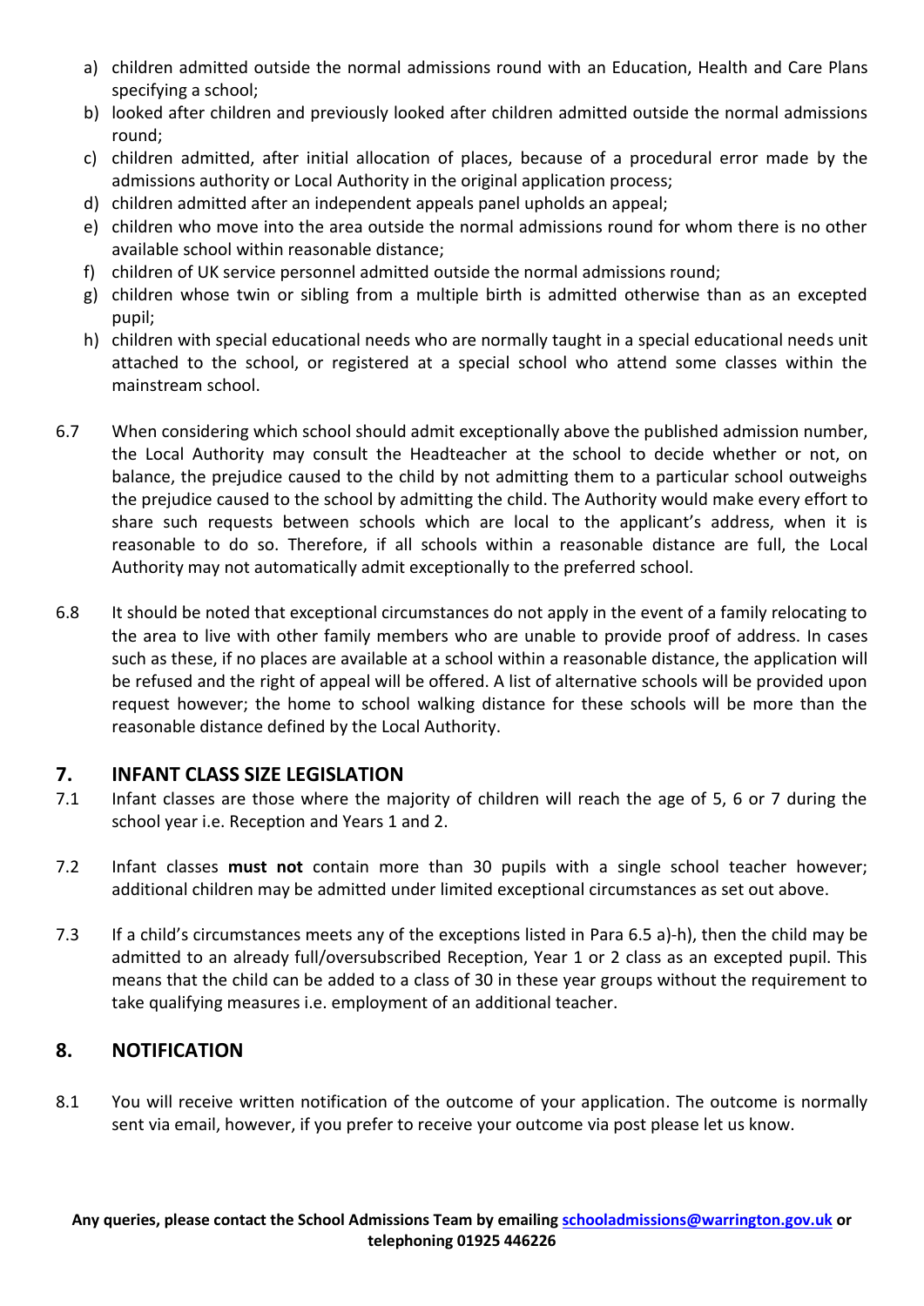a) children admitted outside the normal admissions round with an Education, Health and Care Plans specifying a school;
b) looked after children and previously looked after children admitted outside the normal admissions round;
c) children admitted, after initial allocation of places, because of a procedural error made by the admissions authority or Local Authority in the original application process;
d) children admitted after an independent appeals panel upholds an appeal;
e) children who move into the area outside the normal admissions round for whom there is no other available school within reasonable distance;
f) children of UK service personnel admitted outside the normal admissions round;
g) children whose twin or sibling from a multiple birth is admitted otherwise than as an excepted pupil;
h) children with special educational needs who are normally taught in a special educational needs unit attached to the school, or registered at a special school who attend some classes within the mainstream school.

6.7 When considering which school should admit exceptionally above the published admission number, the Local Authority may consult the Headteacher at the school to decide whether or not, on balance, the prejudice caused to the child by not admitting them to a particular school outweighs the prejudice caused to the school by admitting the child. The Authority would make every effort to share such requests between schools which are local to the applicant's address, when it is reasonable to do so. Therefore, if all schools within a reasonable distance are full, the Local Authority may not automatically admit exceptionally to the preferred school.

6.8 It should be noted that exceptional circumstances do not apply in the event of a family relocating to the area to live with other family members who are unable to provide proof of address. In cases such as these, if no places are available at a school within a reasonable distance, the application will be refused and the right of appeal will be offered. A list of alternative schools will be provided upon request however; the home to school walking distance for these schools will be more than the reasonable distance defined by the Local Authority.

## 7. INFANT CLASS SIZE LEGISLATION

7.1 Infant classes are those where the majority of children will reach the age of 5, 6 or 7 during the school year i.e. Reception and Years 1 and 2.

7.2 Infant classes **must not** contain more than 30 pupils with a single school teacher however; additional children may be admitted under limited exceptional circumstances as set out above.

7.3 If a child's circumstances meets any of the exceptions listed in Para 6.5 a)-h), then the child may be admitted to an already full/oversubscribed Reception, Year 1 or 2 class as an excepted pupil. This means that the child can be added to a class of 30 in these year groups without the requirement to take qualifying measures i.e. employment of an additional teacher.

## 8. NOTIFICATION

8.1 You will receive written notification of the outcome of your application. The outcome is normally sent via email, however, if you prefer to receive your outcome via post please let us know.

**Any queries, please contact the School Admissions Team by emailing schooladmissions@warrington.gov.uk or telephoning 01925 446226**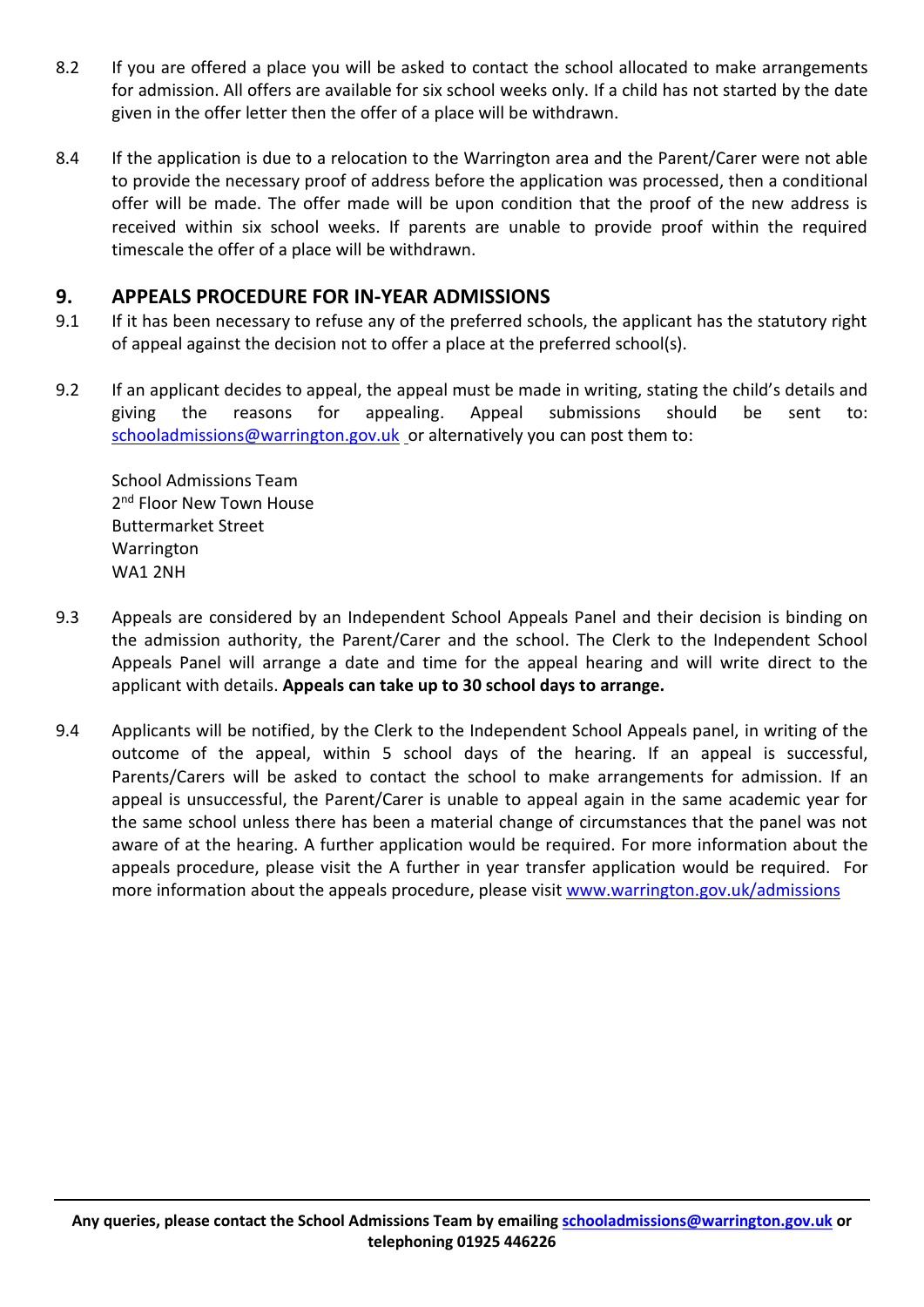8.2 If you are offered a place you will be asked to contact the school allocated to make arrangements for admission. All offers are available for six school weeks only. If a child has not started by the date given in the offer letter then the offer of a place will be withdrawn.

8.4 If the application is due to a relocation to the Warrington area and the Parent/Carer were not able to provide the necessary proof of address before the application was processed, then a conditional offer will be made. The offer made will be upon condition that the proof of the new address is received within six school weeks. If parents are unable to provide proof within the required timescale the offer of a place will be withdrawn.

## 9. APPEALS PROCEDURE FOR IN-YEAR ADMISSIONS

9.1 If it has been necessary to refuse any of the preferred schools, the applicant has the statutory right of appeal against the decision not to offer a place at the preferred school(s).

9.2 If an applicant decides to appeal, the appeal must be made in writing, stating the child's details and giving the reasons for appealing. Appeal submissions should be sent to: schooladmissions@warrington.gov.uk or alternatively you can post them to:

School Admissions Team
2nd Floor New Town House
Buttermarket Street
Warrington
WA1 2NH

9.3 Appeals are considered by an Independent School Appeals Panel and their decision is binding on the admission authority, the Parent/Carer and the school. The Clerk to the Independent School Appeals Panel will arrange a date and time for the appeal hearing and will write direct to the applicant with details. **Appeals can take up to 30 school days to arrange.**

9.4 Applicants will be notified, by the Clerk to the Independent School Appeals panel, in writing of the outcome of the appeal, within 5 school days of the hearing. If an appeal is successful, Parents/Carers will be asked to contact the school to make arrangements for admission. If an appeal is unsuccessful, the Parent/Carer is unable to appeal again in the same academic year for the same school unless there has been a material change of circumstances that the panel was not aware of at the hearing. A further application would be required. For more information about the appeals procedure, please visit the A further in year transfer application would be required. For more information about the appeals procedure, please visit www.warrington.gov.uk/admissions

**Any queries, please contact the School Admissions Team by emailing schooladmissions@warrington.gov.uk or telephoning 01925 446226**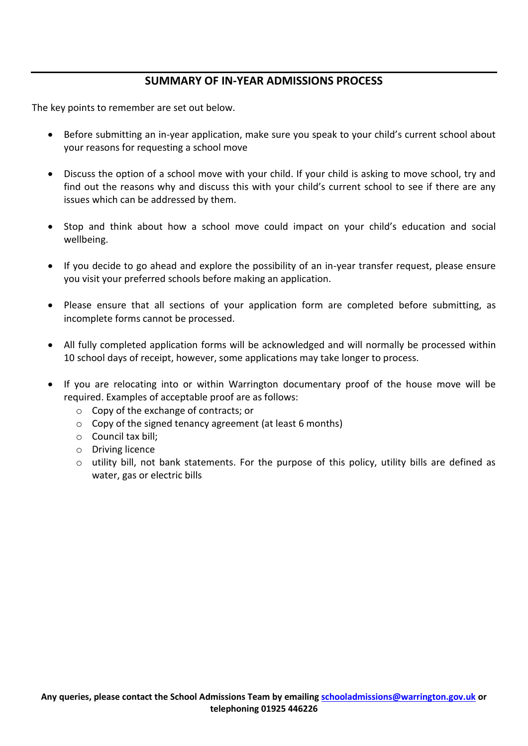## SUMMARY OF IN-YEAR ADMISSIONS PROCESS

The key points to remember are set out below.

- Before submitting an in-year application, make sure you speak to your child's current school about your reasons for requesting a school move
- Discuss the option of a school move with your child. If your child is asking to move school, try and find out the reasons why and discuss this with your child's current school to see if there are any issues which can be addressed by them.
- Stop and think about how a school move could impact on your child's education and social wellbeing.
- If you decide to go ahead and explore the possibility of an in-year transfer request, please ensure you visit your preferred schools before making an application.
- Please ensure that all sections of your application form are completed before submitting, as incomplete forms cannot be processed.
- All fully completed application forms will be acknowledged and will normally be processed within 10 school days of receipt, however, some applications may take longer to process.
- If you are relocating into or within Warrington documentary proof of the house move will be required. Examples of acceptable proof are as follows:
  - Copy of the exchange of contracts; or
  - Copy of the signed tenancy agreement (at least 6 months)
  - Council tax bill;
  - Driving licence
  - utility bill, not bank statements. For the purpose of this policy, utility bills are defined as water, gas or electric bills

**Any queries, please contact the School Admissions Team by emailing [schooladmissions@warrington.gov.uk](mailto:schooladmissions@warrington.gov.uk) or telephoning 01925 446226**